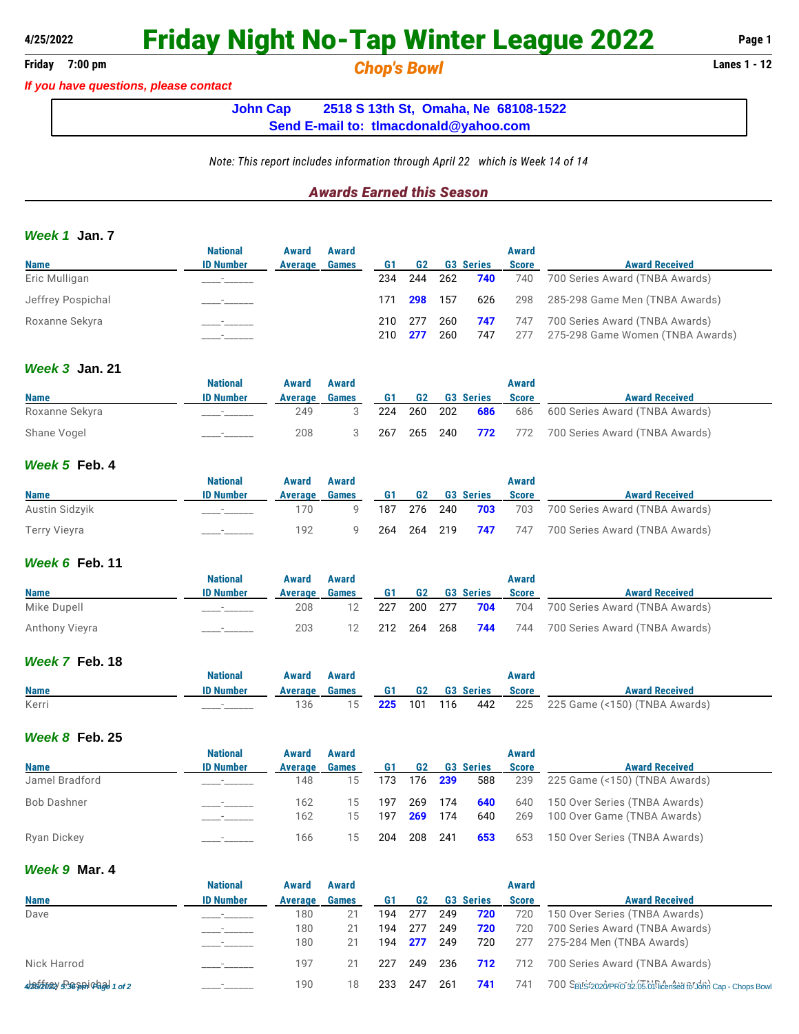# Friday Night No-Tap Winter League 2022

4/25/2022

**Friday 7:00 pm** — ***Chop's Bowl*** — **Lanes 1 - 12**

*If you have questions, please contact*

**John Cap 2518 S 13th St, Omaha, Ne 68108-1522**
**Send E-mail to: tlmacdonald@yahoo.com**

*Note: This report includes information through April 22 which is Week 14 of 14*

## *Awards Earned this Season*

### *Week 1* Jan. 7

| Name | National ID Number | Award Average | Award Games | G1 | G2 | G3 | Series | Award Score | Award Received |
|---|---|---|---|---|---|---|---|---|---|
| Eric Mulligan | ____-______ | | | 234 | 244 | 262 | **740** | 740 | 700 Series Award (TNBA Awards) |
| Jeffrey Pospichal | ____-______ | | | 171 | **298** | 157 | 626 | 298 | 285-298 Game Men (TNBA Awards) |
| Roxanne Sekyra | ____-______ | | | 210 | 277 | 260 | **747** | 747 | 700 Series Award (TNBA Awards) |
| | ____-______ | | | 210 | **277** | 260 | 747 | 277 | 275-298 Game Women (TNBA Awards) |

### *Week 3* Jan. 21

| Name | National ID Number | Award Average | Award Games | G1 | G2 | G3 | Series | Award Score | Award Received |
|---|---|---|---|---|---|---|---|---|---|
| Roxanne Sekyra | ____-______ | 249 | 3 | 224 | 260 | 202 | **686** | 686 | 600 Series Award (TNBA Awards) |
| Shane Vogel | ____-______ | 208 | 3 | 267 | 265 | 240 | **772** | 772 | 700 Series Award (TNBA Awards) |

### *Week 5* Feb. 4

| Name | National ID Number | Award Average | Award Games | G1 | G2 | G3 | Series | Award Score | Award Received |
|---|---|---|---|---|---|---|---|---|---|
| Austin Sidzyik | ____-______ | 170 | 9 | 187 | 276 | 240 | **703** | 703 | 700 Series Award (TNBA Awards) |
| Terry Vieyra | ____-______ | 192 | 9 | 264 | 264 | 219 | **747** | 747 | 700 Series Award (TNBA Awards) |

### *Week 6* Feb. 11

| Name | National ID Number | Award Average | Award Games | G1 | G2 | G3 | Series | Award Score | Award Received |
|---|---|---|---|---|---|---|---|---|---|
| Mike Dupell | ____-______ | 208 | 12 | 227 | 200 | 277 | **704** | 704 | 700 Series Award (TNBA Awards) |
| Anthony Vieyra | ____-______ | 203 | 12 | 212 | 264 | 268 | **744** | 744 | 700 Series Award (TNBA Awards) |

### *Week 7* Feb. 18

| Name | National ID Number | Award Average | Award Games | G1 | G2 | G3 | Series | Award Score | Award Received |
|---|---|---|---|---|---|---|---|---|---|
| Kerri | ____-______ | 136 | 15 | **225** | 101 | 116 | 442 | 225 | 225 Game (<150) (TNBA Awards) |

### *Week 8* Feb. 25

| Name | National ID Number | Award Average | Award Games | G1 | G2 | G3 | Series | Award Score | Award Received |
|---|---|---|---|---|---|---|---|---|---|
| Jamel Bradford | ____-______ | 148 | 15 | 173 | 176 | **239** | 588 | 239 | 225 Game (<150) (TNBA Awards) |
| Bob Dashner | ____-______ | 162 | 15 | 197 | 269 | 174 | **640** | 640 | 150 Over Series (TNBA Awards) |
| | ____-______ | 162 | 15 | 197 | **269** | 174 | 640 | 269 | 100 Over Game (TNBA Awards) |
| Ryan Dickey | ____-______ | 166 | 15 | 204 | 208 | 241 | **653** | 653 | 150 Over Series (TNBA Awards) |

### *Week 9* Mar. 4

| Name | National ID Number | Award Average | Award Games | G1 | G2 | G3 | Series | Award Score | Award Received |
|---|---|---|---|---|---|---|---|---|---|
| Dave | ____-______ | 180 | 21 | 194 | 277 | 249 | **720** | 720 | 150 Over Series (TNBA Awards) |
| | ____-______ | 180 | 21 | 194 | 277 | 249 | **720** | 720 | 700 Series Award (TNBA Awards) |
| | ____-______ | 180 | 21 | 194 | **277** | 249 | 720 | 277 | 275-284 Men (TNBA Awards) |
| Nick Harrod | ____-______ | 197 | 21 | 227 | 249 | 236 | **712** | 712 | 700 Series Award (TNBA Awards) |
| Jeffrey Pospichal | ____-______ | 190 | 18 | 233 | 247 | 261 | **741** | 741 | 700 Series Award (TNBA Awards) |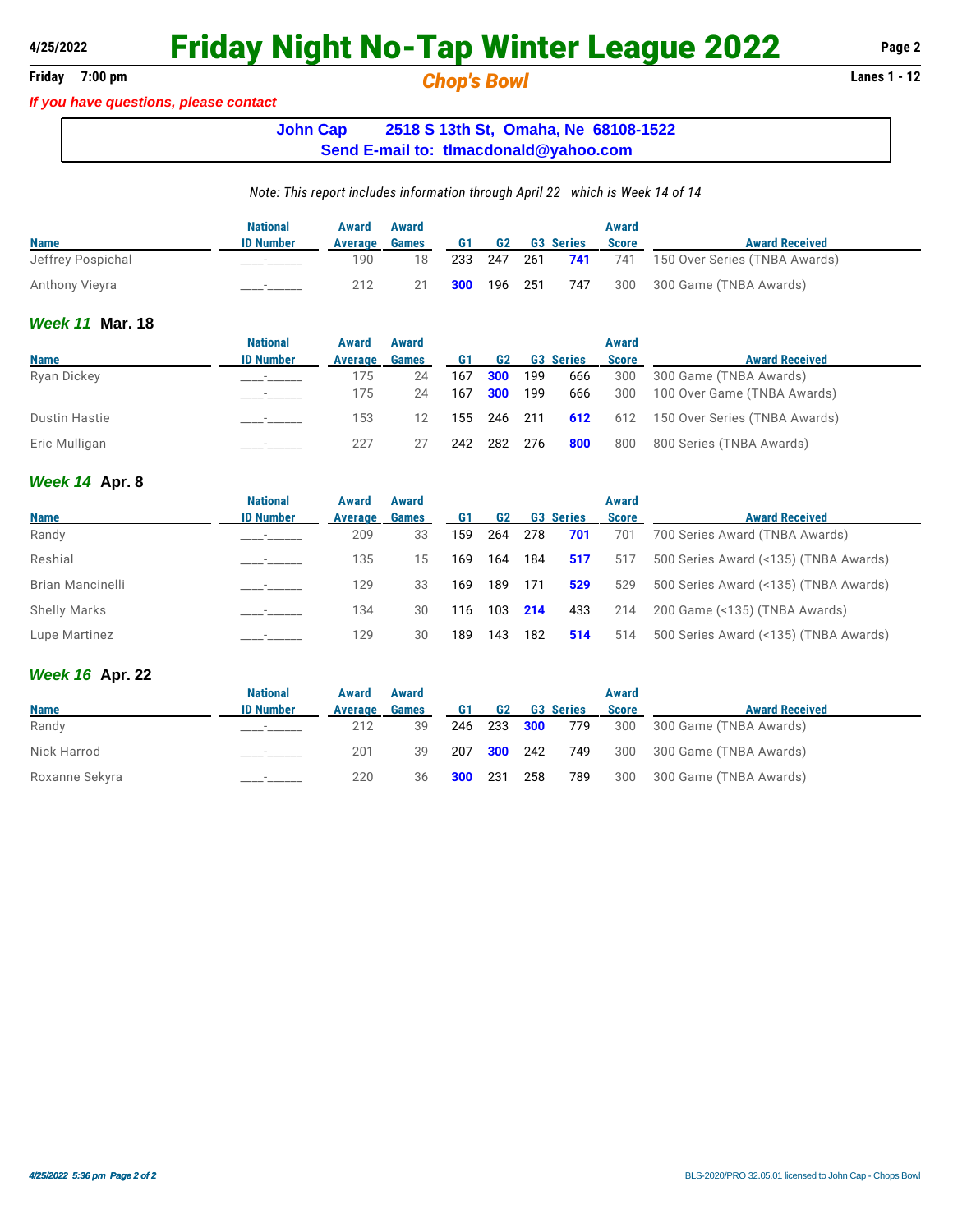# Friday Night No-Tap Winter League 2022

**Friday 7:00 pm** — ***Chop's Bowl*** — **Lanes 1 - 12**

*If you have questions, please contact*

**John Cap 2518 S 13th St, Omaha, Ne 68108-1522**
**Send E-mail to: tlmacdonald@yahoo.com**

*Note: This report includes information through April 22 which is Week 14 of 14*

| Name | National ID Number | Award Average | Award Games | G1 | G2 | G3 | Series | Award Score | Award Received |
|---|---|---|---|---|---|---|---|---|---|
| Jeffrey Pospichal | ____-______ | 190 | 18 | 233 | 247 | 261 | **741** | 741 | 150 Over Series (TNBA Awards) |
| Anthony Vieyra | ____-______ | 212 | 21 | **300** | 196 | 251 | 747 | 300 | 300 Game (TNBA Awards) |

## *Week 11* Mar. 18

| Name | National ID Number | Award Average | Award Games | G1 | G2 | G3 | Series | Award Score | Award Received |
|---|---|---|---|---|---|---|---|---|---|
| Ryan Dickey | ____-______ | 175 | 24 | 167 | **300** | 199 | 666 | 300 | 300 Game (TNBA Awards) |
| | ____-______ | 175 | 24 | 167 | **300** | 199 | 666 | 300 | 100 Over Game (TNBA Awards) |
| Dustin Hastie | ____-______ | 153 | 12 | 155 | 246 | 211 | **612** | 612 | 150 Over Series (TNBA Awards) |
| Eric Mulligan | ____-______ | 227 | 27 | 242 | 282 | 276 | **800** | 800 | 800 Series (TNBA Awards) |

## *Week 14* Apr. 8

| Name | National ID Number | Award Average | Award Games | G1 | G2 | G3 | Series | Award Score | Award Received |
|---|---|---|---|---|---|---|---|---|---|
| Randy | ____-______ | 209 | 33 | 159 | 264 | 278 | **701** | 701 | 700 Series Award (TNBA Awards) |
| Reshial | ____-______ | 135 | 15 | 169 | 164 | 184 | **517** | 517 | 500 Series Award (<135) (TNBA Awards) |
| Brian Mancinelli | ____-______ | 129 | 33 | 169 | 189 | 171 | **529** | 529 | 500 Series Award (<135) (TNBA Awards) |
| Shelly Marks | ____-______ | 134 | 30 | 116 | 103 | **214** | 433 | 214 | 200 Game (<135) (TNBA Awards) |
| Lupe Martinez | ____-______ | 129 | 30 | 189 | 143 | 182 | **514** | 514 | 500 Series Award (<135) (TNBA Awards) |

## *Week 16* Apr. 22

| Name | National ID Number | Award Average | Award Games | G1 | G2 | G3 | Series | Award Score | Award Received |
|---|---|---|---|---|---|---|---|---|---|
| Randy | ____-______ | 212 | 39 | 246 | 233 | **300** | 779 | 300 | 300 Game (TNBA Awards) |
| Nick Harrod | ____-______ | 201 | 39 | 207 | **300** | 242 | 749 | 300 | 300 Game (TNBA Awards) |
| Roxanne Sekyra | ____-______ | 220 | 36 | **300** | 231 | 258 | 789 | 300 | 300 Game (TNBA Awards) |

BLS-2020/PRO 32.05.01 licensed to John Cap - Chops Bowl